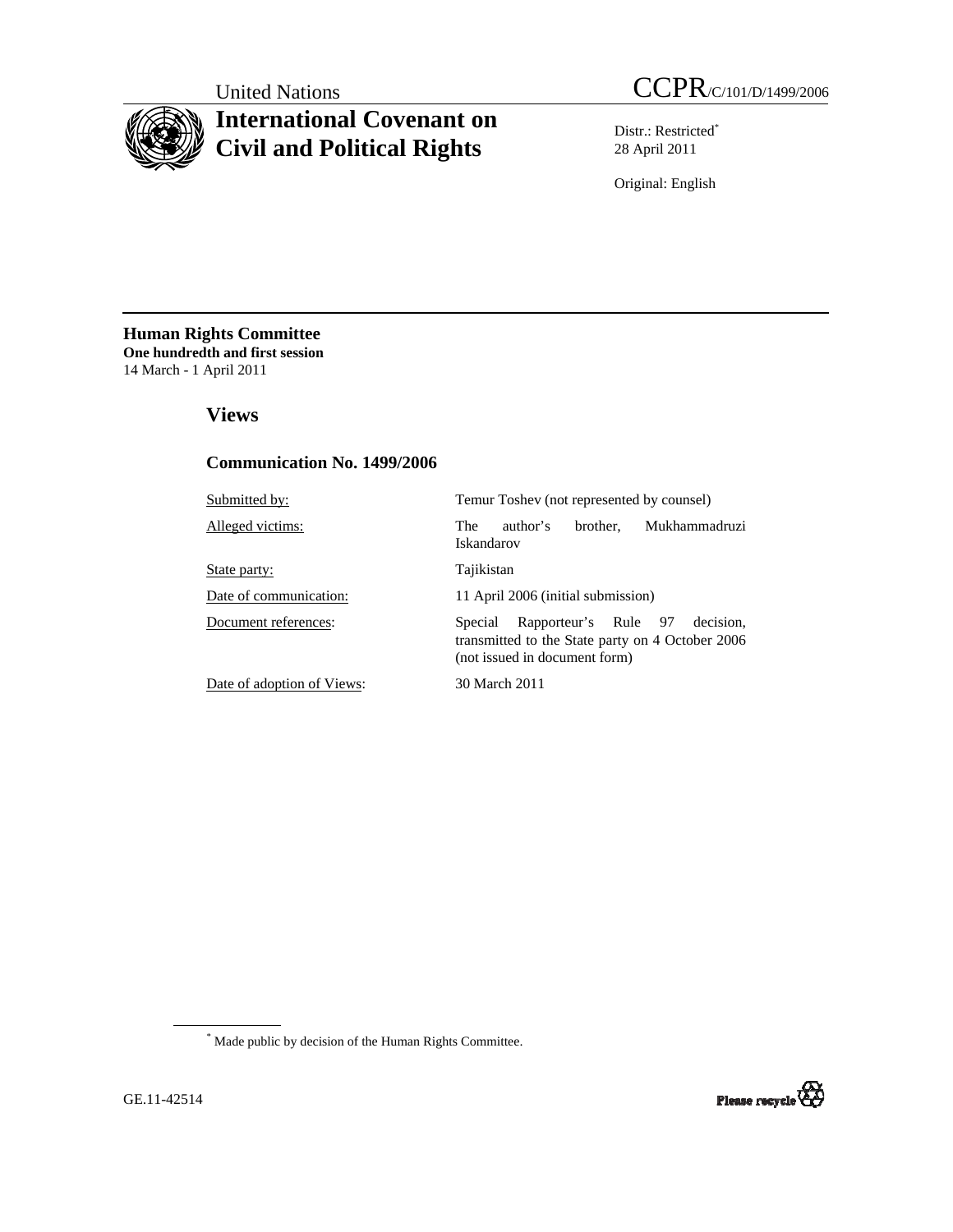United Nations

# International Covenant on Civil and Political Rights

CCPR/C/101/D/1499/2006

Distr.: Restricted[*]
28 April 2011

Original: English

**Human Rights Committee**
**One hundredth and first session**
14 March - 1 April 2011

## Views

### Communication No. 1499/2006

| | |
|---|---|
| Submitted by: | Temur Toshev (not represented by counsel) |
| Alleged victims: | The author's brother, Mukhammadruzi Iskandarov |
| State party: | Tajikistan |
| Date of communication: | 11 April 2006 (initial submission) |
| Document references: | Special Rapporteur's Rule 97 decision, transmitted to the State party on 4 October 2006 (not issued in document form) |
| Date of adoption of Views: | 30 March 2011 |

[*] Made public by decision of the Human Rights Committee.

GE.11-42514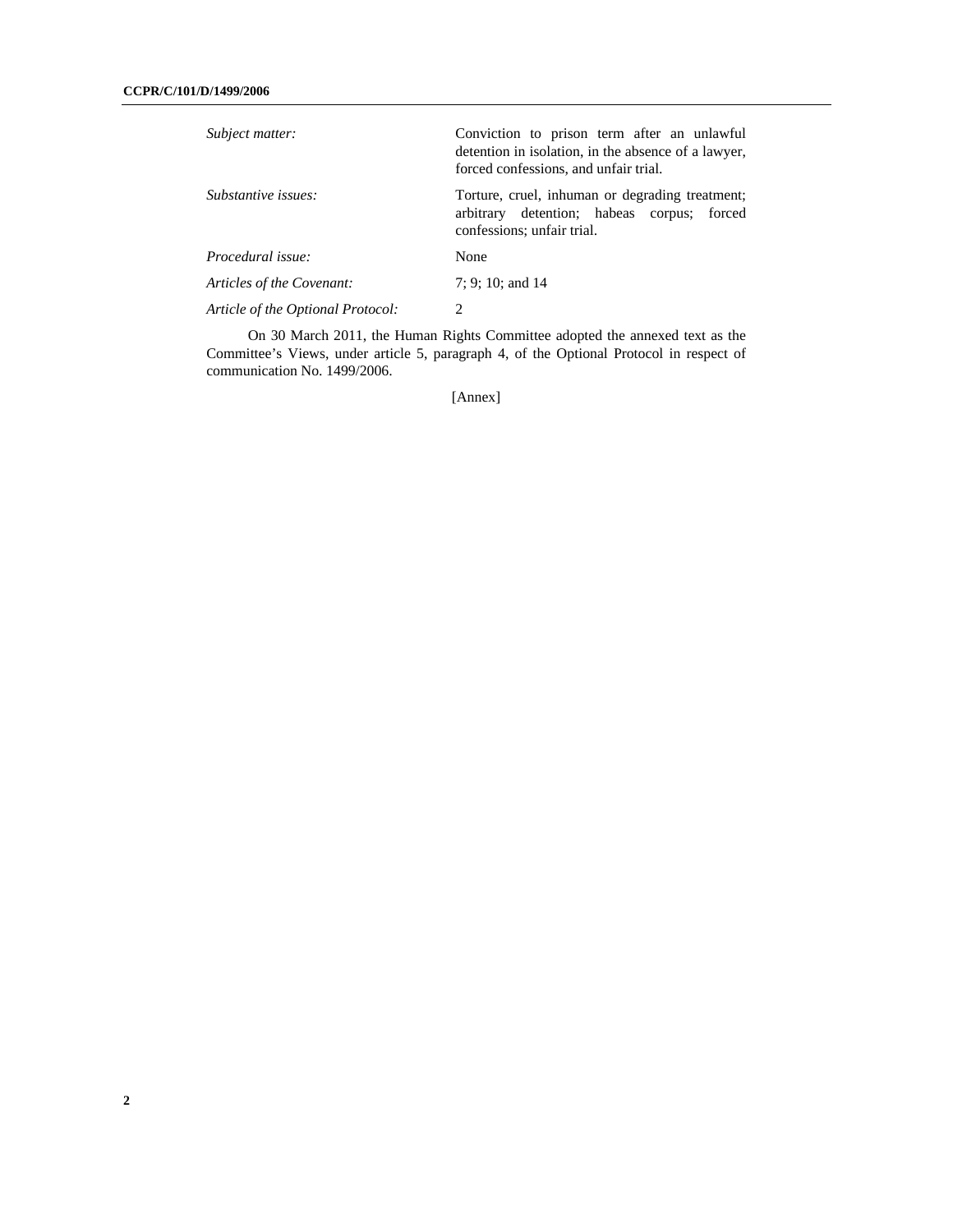| | |
|---|---|
| *Subject matter:* | Conviction to prison term after an unlawful detention in isolation, in the absence of a lawyer, forced confessions, and unfair trial. |
| *Substantive issues:* | Torture, cruel, inhuman or degrading treatment; arbitrary detention; habeas corpus; forced confessions; unfair trial. |
| *Procedural issue:* | None |
| *Articles of the Covenant:* | 7; 9; 10; and 14 |
| *Article of the Optional Protocol:* | 2 |

On 30 March 2011, the Human Rights Committee adopted the annexed text as the Committee's Views, under article 5, paragraph 4, of the Optional Protocol in respect of communication No. 1499/2006.

[Annex]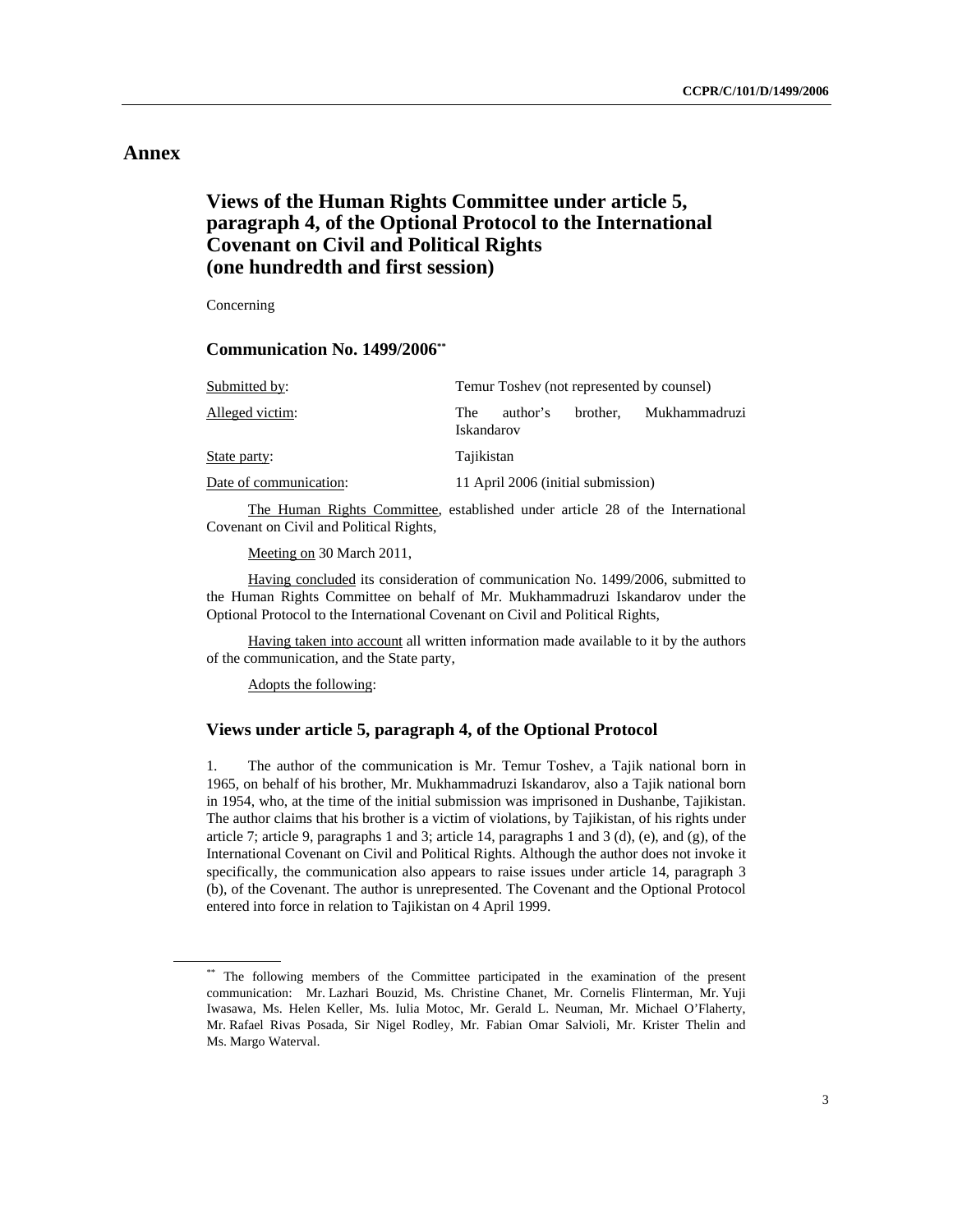# Annex

## Views of the Human Rights Committee under article 5, paragraph 4, of the Optional Protocol to the International Covenant on Civil and Political Rights (one hundredth and first session)

Concerning

### Communication No. 1499/2006[**]

| | |
|---|---|
| Submitted by: | Temur Toshev (not represented by counsel) |
| Alleged victim: | The author's brother, Mukhammadruzi Iskandarov |
| State party: | Tajikistan |
| Date of communication: | 11 April 2006 (initial submission) |

The Human Rights Committee, established under article 28 of the International Covenant on Civil and Political Rights,

Meeting on 30 March 2011,

Having concluded its consideration of communication No. 1499/2006, submitted to the Human Rights Committee on behalf of Mr. Mukhammadruzi Iskandarov under the Optional Protocol to the International Covenant on Civil and Political Rights,

Having taken into account all written information made available to it by the authors of the communication, and the State party,

Adopts the following:

### Views under article 5, paragraph 4, of the Optional Protocol

1. The author of the communication is Mr. Temur Toshev, a Tajik national born in 1965, on behalf of his brother, Mr. Mukhammadruzi Iskandarov, also a Tajik national born in 1954, who, at the time of the initial submission was imprisoned in Dushanbe, Tajikistan. The author claims that his brother is a victim of violations, by Tajikistan, of his rights under article 7; article 9, paragraphs 1 and 3; article 14, paragraphs 1 and 3 (d), (e), and (g), of the International Covenant on Civil and Political Rights. Although the author does not invoke it specifically, the communication also appears to raise issues under article 14, paragraph 3 (b), of the Covenant. The author is unrepresented. The Covenant and the Optional Protocol entered into force in relation to Tajikistan on 4 April 1999.

[**] The following members of the Committee participated in the examination of the present communication: Mr. Lazhari Bouzid, Ms. Christine Chanet, Mr. Cornelis Flinterman, Mr. Yuji Iwasawa, Ms. Helen Keller, Ms. Iulia Motoc, Mr. Gerald L. Neuman, Mr. Michael O'Flaherty, Mr. Rafael Rivas Posada, Sir Nigel Rodley, Mr. Fabian Omar Salvioli, Mr. Krister Thelin and Ms. Margo Waterval.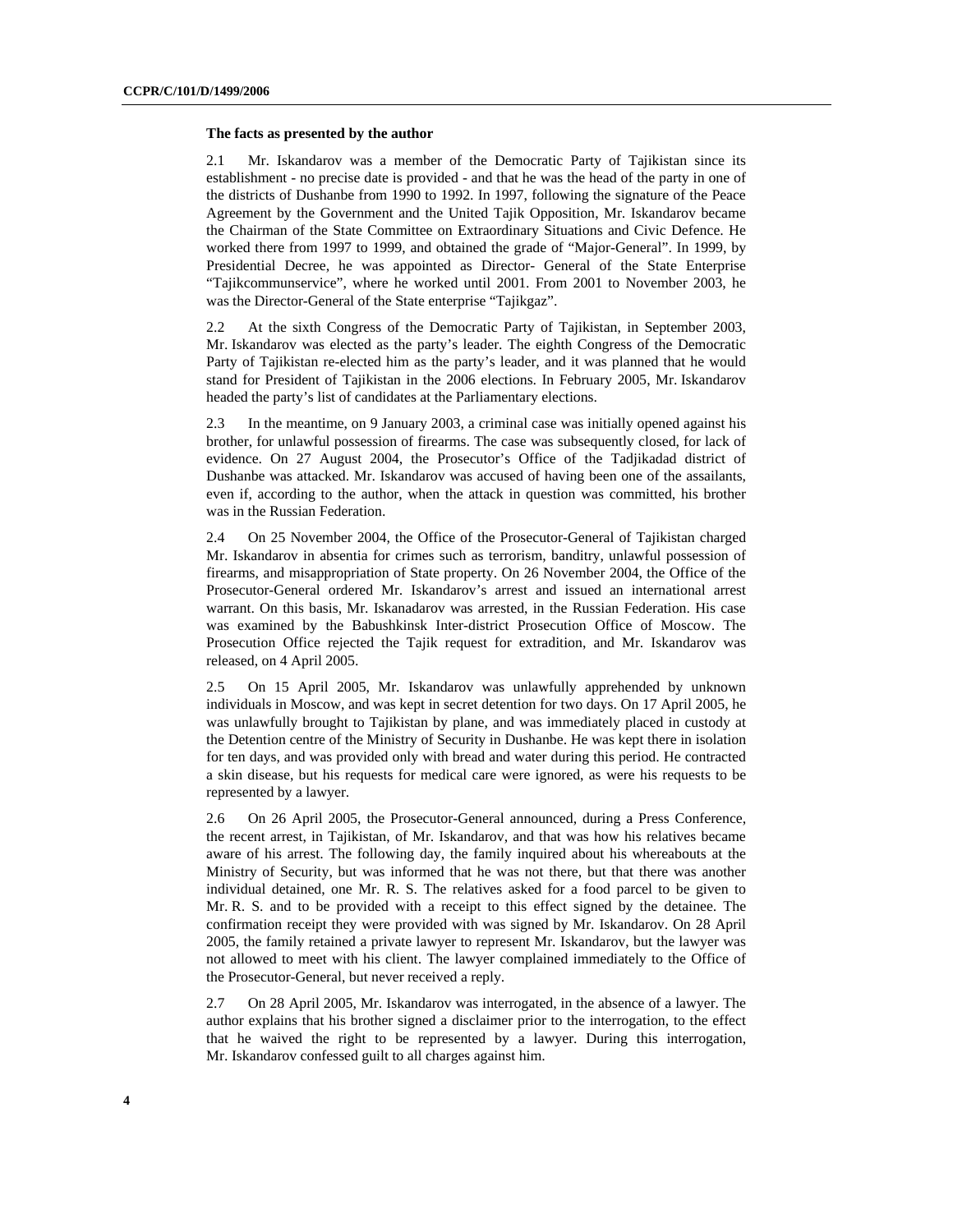**The facts as presented by the author**

2.1 Mr. Iskandarov was a member of the Democratic Party of Tajikistan since its establishment - no precise date is provided - and that he was the head of the party in one of the districts of Dushanbe from 1990 to 1992. In 1997, following the signature of the Peace Agreement by the Government and the United Tajik Opposition, Mr. Iskandarov became the Chairman of the State Committee on Extraordinary Situations and Civic Defence. He worked there from 1997 to 1999, and obtained the grade of "Major-General". In 1999, by Presidential Decree, he was appointed as Director- General of the State Enterprise "Tajikcommunservice", where he worked until 2001. From 2001 to November 2003, he was the Director-General of the State enterprise "Tajikgaz".

2.2 At the sixth Congress of the Democratic Party of Tajikistan, in September 2003, Mr. Iskandarov was elected as the party's leader. The eighth Congress of the Democratic Party of Tajikistan re-elected him as the party's leader, and it was planned that he would stand for President of Tajikistan in the 2006 elections. In February 2005, Mr. Iskandarov headed the party's list of candidates at the Parliamentary elections.

2.3 In the meantime, on 9 January 2003, a criminal case was initially opened against his brother, for unlawful possession of firearms. The case was subsequently closed, for lack of evidence. On 27 August 2004, the Prosecutor's Office of the Tadjikadad district of Dushanbe was attacked. Mr. Iskandarov was accused of having been one of the assailants, even if, according to the author, when the attack in question was committed, his brother was in the Russian Federation.

2.4 On 25 November 2004, the Office of the Prosecutor-General of Tajikistan charged Mr. Iskandarov in absentia for crimes such as terrorism, banditry, unlawful possession of firearms, and misappropriation of State property. On 26 November 2004, the Office of the Prosecutor-General ordered Mr. Iskandarov's arrest and issued an international arrest warrant. On this basis, Mr. Iskanadarov was arrested, in the Russian Federation. His case was examined by the Babushkinsk Inter-district Prosecution Office of Moscow. The Prosecution Office rejected the Tajik request for extradition, and Mr. Iskandarov was released, on 4 April 2005.

2.5 On 15 April 2005, Mr. Iskandarov was unlawfully apprehended by unknown individuals in Moscow, and was kept in secret detention for two days. On 17 April 2005, he was unlawfully brought to Tajikistan by plane, and was immediately placed in custody at the Detention centre of the Ministry of Security in Dushanbe. He was kept there in isolation for ten days, and was provided only with bread and water during this period. He contracted a skin disease, but his requests for medical care were ignored, as were his requests to be represented by a lawyer.

2.6 On 26 April 2005, the Prosecutor-General announced, during a Press Conference, the recent arrest, in Tajikistan, of Mr. Iskandarov, and that was how his relatives became aware of his arrest. The following day, the family inquired about his whereabouts at the Ministry of Security, but was informed that he was not there, but that there was another individual detained, one Mr. R. S. The relatives asked for a food parcel to be given to Mr. R. S. and to be provided with a receipt to this effect signed by the detainee. The confirmation receipt they were provided with was signed by Mr. Iskandarov. On 28 April 2005, the family retained a private lawyer to represent Mr. Iskandarov, but the lawyer was not allowed to meet with his client. The lawyer complained immediately to the Office of the Prosecutor-General, but never received a reply.

2.7 On 28 April 2005, Mr. Iskandarov was interrogated, in the absence of a lawyer. The author explains that his brother signed a disclaimer prior to the interrogation, to the effect that he waived the right to be represented by a lawyer. During this interrogation, Mr. Iskandarov confessed guilt to all charges against him.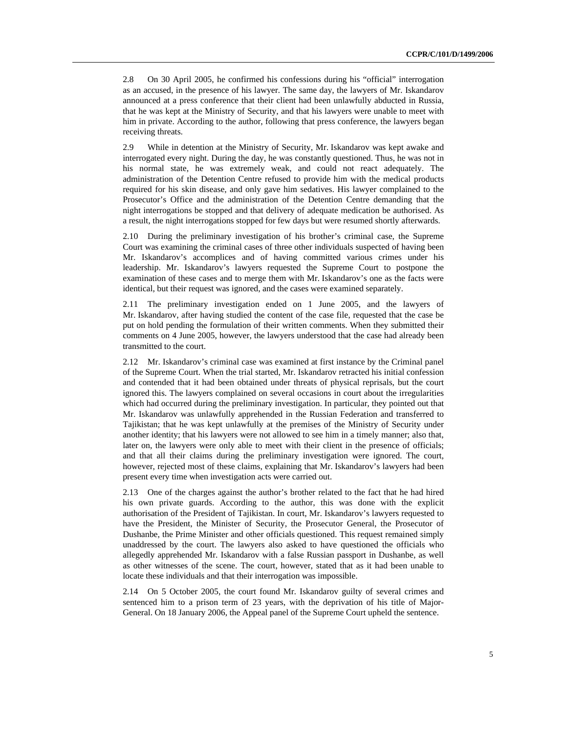2.8 On 30 April 2005, he confirmed his confessions during his "official" interrogation as an accused, in the presence of his lawyer. The same day, the lawyers of Mr. Iskandarov announced at a press conference that their client had been unlawfully abducted in Russia, that he was kept at the Ministry of Security, and that his lawyers were unable to meet with him in private. According to the author, following that press conference, the lawyers began receiving threats.

2.9 While in detention at the Ministry of Security, Mr. Iskandarov was kept awake and interrogated every night. During the day, he was constantly questioned. Thus, he was not in his normal state, he was extremely weak, and could not react adequately. The administration of the Detention Centre refused to provide him with the medical products required for his skin disease, and only gave him sedatives. His lawyer complained to the Prosecutor's Office and the administration of the Detention Centre demanding that the night interrogations be stopped and that delivery of adequate medication be authorised. As a result, the night interrogations stopped for few days but were resumed shortly afterwards.

2.10 During the preliminary investigation of his brother's criminal case, the Supreme Court was examining the criminal cases of three other individuals suspected of having been Mr. Iskandarov's accomplices and of having committed various crimes under his leadership. Mr. Iskandarov's lawyers requested the Supreme Court to postpone the examination of these cases and to merge them with Mr. Iskandarov's one as the facts were identical, but their request was ignored, and the cases were examined separately.

2.11 The preliminary investigation ended on 1 June 2005, and the lawyers of Mr. Iskandarov, after having studied the content of the case file, requested that the case be put on hold pending the formulation of their written comments. When they submitted their comments on 4 June 2005, however, the lawyers understood that the case had already been transmitted to the court.

2.12 Mr. Iskandarov's criminal case was examined at first instance by the Criminal panel of the Supreme Court. When the trial started, Mr. Iskandarov retracted his initial confession and contended that it had been obtained under threats of physical reprisals, but the court ignored this. The lawyers complained on several occasions in court about the irregularities which had occurred during the preliminary investigation. In particular, they pointed out that Mr. Iskandarov was unlawfully apprehended in the Russian Federation and transferred to Tajikistan; that he was kept unlawfully at the premises of the Ministry of Security under another identity; that his lawyers were not allowed to see him in a timely manner; also that, later on, the lawyers were only able to meet with their client in the presence of officials; and that all their claims during the preliminary investigation were ignored. The court, however, rejected most of these claims, explaining that Mr. Iskandarov's lawyers had been present every time when investigation acts were carried out.

2.13 One of the charges against the author's brother related to the fact that he had hired his own private guards. According to the author, this was done with the explicit authorisation of the President of Tajikistan. In court, Mr. Iskandarov's lawyers requested to have the President, the Minister of Security, the Prosecutor General, the Prosecutor of Dushanbe, the Prime Minister and other officials questioned. This request remained simply unaddressed by the court. The lawyers also asked to have questioned the officials who allegedly apprehended Mr. Iskandarov with a false Russian passport in Dushanbe, as well as other witnesses of the scene. The court, however, stated that as it had been unable to locate these individuals and that their interrogation was impossible.

2.14 On 5 October 2005, the court found Mr. Iskandarov guilty of several crimes and sentenced him to a prison term of 23 years, with the deprivation of his title of Major-General. On 18 January 2006, the Appeal panel of the Supreme Court upheld the sentence.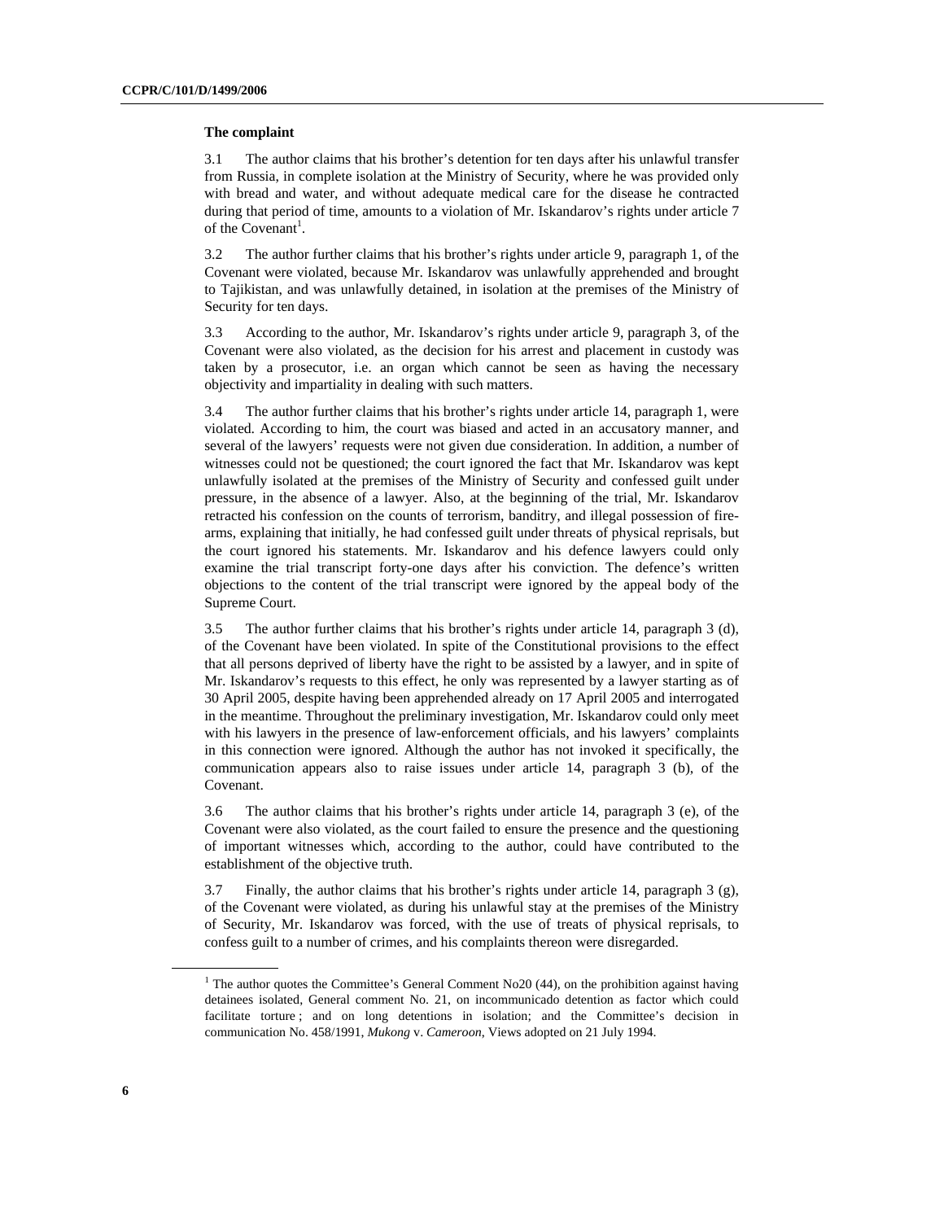**The complaint**

3.1 The author claims that his brother's detention for ten days after his unlawful transfer from Russia, in complete isolation at the Ministry of Security, where he was provided only with bread and water, and without adequate medical care for the disease he contracted during that period of time, amounts to a violation of Mr. Iskandarov's rights under article 7 of the Covenant[1].

3.2 The author further claims that his brother's rights under article 9, paragraph 1, of the Covenant were violated, because Mr. Iskandarov was unlawfully apprehended and brought to Tajikistan, and was unlawfully detained, in isolation at the premises of the Ministry of Security for ten days.

3.3 According to the author, Mr. Iskandarov's rights under article 9, paragraph 3, of the Covenant were also violated, as the decision for his arrest and placement in custody was taken by a prosecutor, i.e. an organ which cannot be seen as having the necessary objectivity and impartiality in dealing with such matters.

3.4 The author further claims that his brother's rights under article 14, paragraph 1, were violated. According to him, the court was biased and acted in an accusatory manner, and several of the lawyers' requests were not given due consideration. In addition, a number of witnesses could not be questioned; the court ignored the fact that Mr. Iskandarov was kept unlawfully isolated at the premises of the Ministry of Security and confessed guilt under pressure, in the absence of a lawyer. Also, at the beginning of the trial, Mr. Iskandarov retracted his confession on the counts of terrorism, banditry, and illegal possession of fire-arms, explaining that initially, he had confessed guilt under threats of physical reprisals, but the court ignored his statements. Mr. Iskandarov and his defence lawyers could only examine the trial transcript forty-one days after his conviction. The defence's written objections to the content of the trial transcript were ignored by the appeal body of the Supreme Court.

3.5 The author further claims that his brother's rights under article 14, paragraph 3 (d), of the Covenant have been violated. In spite of the Constitutional provisions to the effect that all persons deprived of liberty have the right to be assisted by a lawyer, and in spite of Mr. Iskandarov's requests to this effect, he only was represented by a lawyer starting as of 30 April 2005, despite having been apprehended already on 17 April 2005 and interrogated in the meantime. Throughout the preliminary investigation, Mr. Iskandarov could only meet with his lawyers in the presence of law-enforcement officials, and his lawyers' complaints in this connection were ignored. Although the author has not invoked it specifically, the communication appears also to raise issues under article 14, paragraph 3 (b), of the Covenant.

3.6 The author claims that his brother's rights under article 14, paragraph 3 (e), of the Covenant were also violated, as the court failed to ensure the presence and the questioning of important witnesses which, according to the author, could have contributed to the establishment of the objective truth.

3.7 Finally, the author claims that his brother's rights under article 14, paragraph 3 (g), of the Covenant were violated, as during his unlawful stay at the premises of the Ministry of Security, Mr. Iskandarov was forced, with the use of treats of physical reprisals, to confess guilt to a number of crimes, and his complaints thereon were disregarded.

---

[1] The author quotes the Committee's General Comment No20 (44), on the prohibition against having detainees isolated, General comment No. 21, on incommunicado detention as factor which could facilitate torture ; and on long detentions in isolation; and the Committee's decision in communication No. 458/1991, *Mukong* v. *Cameroon*, Views adopted on 21 July 1994.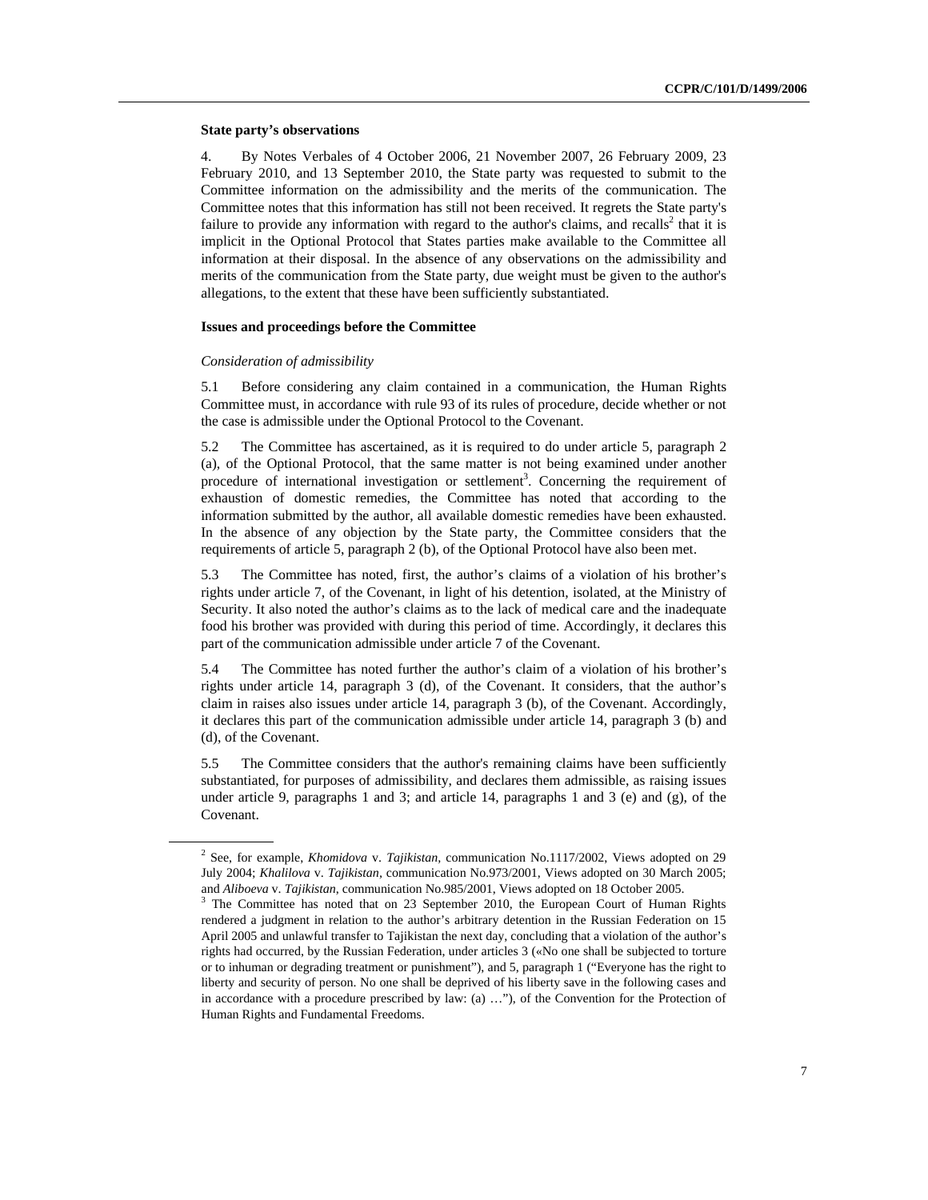**State party's observations**

4. By Notes Verbales of 4 October 2006, 21 November 2007, 26 February 2009, 23 February 2010, and 13 September 2010, the State party was requested to submit to the Committee information on the admissibility and the merits of the communication. The Committee notes that this information has still not been received. It regrets the State party's failure to provide any information with regard to the author's claims, and recalls[2] that it is implicit in the Optional Protocol that States parties make available to the Committee all information at their disposal. In the absence of any observations on the admissibility and merits of the communication from the State party, due weight must be given to the author's allegations, to the extent that these have been sufficiently substantiated.

**Issues and proceedings before the Committee**

*Consideration of admissibility*

5.1 Before considering any claim contained in a communication, the Human Rights Committee must, in accordance with rule 93 of its rules of procedure, decide whether or not the case is admissible under the Optional Protocol to the Covenant.

5.2 The Committee has ascertained, as it is required to do under article 5, paragraph 2 (a), of the Optional Protocol, that the same matter is not being examined under another procedure of international investigation or settlement[3]. Concerning the requirement of exhaustion of domestic remedies, the Committee has noted that according to the information submitted by the author, all available domestic remedies have been exhausted. In the absence of any objection by the State party, the Committee considers that the requirements of article 5, paragraph 2 (b), of the Optional Protocol have also been met.

5.3 The Committee has noted, first, the author's claims of a violation of his brother's rights under article 7, of the Covenant, in light of his detention, isolated, at the Ministry of Security. It also noted the author's claims as to the lack of medical care and the inadequate food his brother was provided with during this period of time. Accordingly, it declares this part of the communication admissible under article 7 of the Covenant.

5.4 The Committee has noted further the author's claim of a violation of his brother's rights under article 14, paragraph 3 (d), of the Covenant. It considers, that the author's claim in raises also issues under article 14, paragraph 3 (b), of the Covenant. Accordingly, it declares this part of the communication admissible under article 14, paragraph 3 (b) and (d), of the Covenant.

5.5 The Committee considers that the author's remaining claims have been sufficiently substantiated, for purposes of admissibility, and declares them admissible, as raising issues under article 9, paragraphs 1 and 3; and article 14, paragraphs 1 and 3 (e) and (g), of the Covenant.

---

[2] See, for example, *Khomidova* v. *Tajikistan*, communication No.1117/2002, Views adopted on 29 July 2004; *Khalilova* v. *Tajikistan*, communication No.973/2001, Views adopted on 30 March 2005; and *Aliboeva* v. *Tajikistan*, communication No.985/2001, Views adopted on 18 October 2005.

[3] The Committee has noted that on 23 September 2010, the European Court of Human Rights rendered a judgment in relation to the author's arbitrary detention in the Russian Federation on 15 April 2005 and unlawful transfer to Tajikistan the next day, concluding that a violation of the author's rights had occurred, by the Russian Federation, under articles 3 («No one shall be subjected to torture or to inhuman or degrading treatment or punishment"), and 5, paragraph 1 ("Everyone has the right to liberty and security of person. No one shall be deprived of his liberty save in the following cases and in accordance with a procedure prescribed by law: (a) …"), of the Convention for the Protection of Human Rights and Fundamental Freedoms.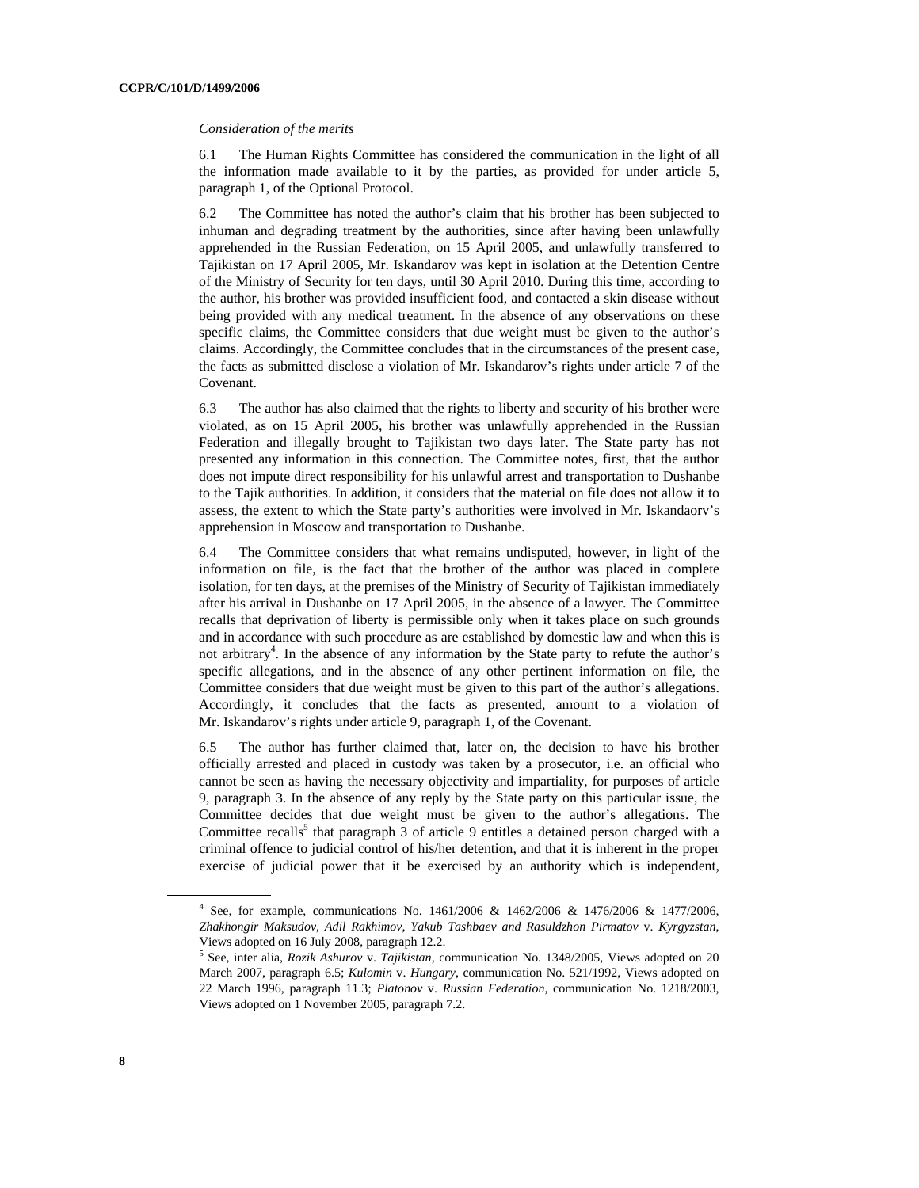*Consideration of the merits*

6.1 The Human Rights Committee has considered the communication in the light of all the information made available to it by the parties, as provided for under article 5, paragraph 1, of the Optional Protocol.

6.2 The Committee has noted the author's claim that his brother has been subjected to inhuman and degrading treatment by the authorities, since after having been unlawfully apprehended in the Russian Federation, on 15 April 2005, and unlawfully transferred to Tajikistan on 17 April 2005, Mr. Iskandarov was kept in isolation at the Detention Centre of the Ministry of Security for ten days, until 30 April 2010. During this time, according to the author, his brother was provided insufficient food, and contacted a skin disease without being provided with any medical treatment. In the absence of any observations on these specific claims, the Committee considers that due weight must be given to the author's claims. Accordingly, the Committee concludes that in the circumstances of the present case, the facts as submitted disclose a violation of Mr. Iskandarov's rights under article 7 of the Covenant.

6.3 The author has also claimed that the rights to liberty and security of his brother were violated, as on 15 April 2005, his brother was unlawfully apprehended in the Russian Federation and illegally brought to Tajikistan two days later. The State party has not presented any information in this connection. The Committee notes, first, that the author does not impute direct responsibility for his unlawful arrest and transportation to Dushanbe to the Tajik authorities. In addition, it considers that the material on file does not allow it to assess, the extent to which the State party's authorities were involved in Mr. Iskandaorv's apprehension in Moscow and transportation to Dushanbe.

6.4 The Committee considers that what remains undisputed, however, in light of the information on file, is the fact that the brother of the author was placed in complete isolation, for ten days, at the premises of the Ministry of Security of Tajikistan immediately after his arrival in Dushanbe on 17 April 2005, in the absence of a lawyer. The Committee recalls that deprivation of liberty is permissible only when it takes place on such grounds and in accordance with such procedure as are established by domestic law and when this is not arbitrary[4]. In the absence of any information by the State party to refute the author's specific allegations, and in the absence of any other pertinent information on file, the Committee considers that due weight must be given to this part of the author's allegations. Accordingly, it concludes that the facts as presented, amount to a violation of Mr. Iskandarov's rights under article 9, paragraph 1, of the Covenant.

6.5 The author has further claimed that, later on, the decision to have his brother officially arrested and placed in custody was taken by a prosecutor, i.e. an official who cannot be seen as having the necessary objectivity and impartiality, for purposes of article 9, paragraph 3. In the absence of any reply by the State party on this particular issue, the Committee decides that due weight must be given to the author's allegations. The Committee recalls[5] that paragraph 3 of article 9 entitles a detained person charged with a criminal offence to judicial control of his/her detention, and that it is inherent in the proper exercise of judicial power that it be exercised by an authority which is independent,

---

[4] See, for example, communications No. 1461/2006 & 1462/2006 & 1476/2006 & 1477/2006, *Zhakhongir Maksudov, Adil Rakhimov, Yakub Tashbaev and Rasuldzhon Pirmatov* v. *Kyrgyzstan*, Views adopted on 16 July 2008, paragraph 12.2.

[5] See, inter alia, *Rozik Ashurov* v. *Tajikistan*, communication No. 1348/2005, Views adopted on 20 March 2007, paragraph 6.5; *Kulomin* v. *Hungary*, communication No. 521/1992, Views adopted on 22 March 1996, paragraph 11.3; *Platonov* v. *Russian Federation*, communication No. 1218/2003, Views adopted on 1 November 2005, paragraph 7.2.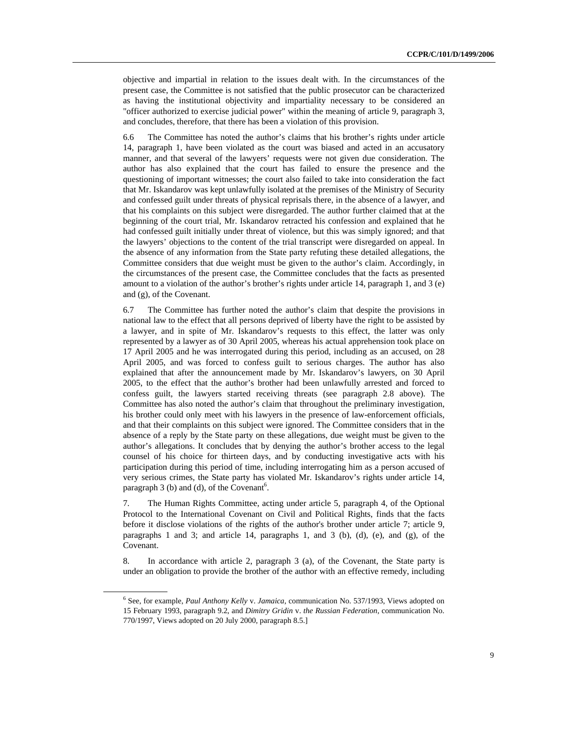objective and impartial in relation to the issues dealt with. In the circumstances of the present case, the Committee is not satisfied that the public prosecutor can be characterized as having the institutional objectivity and impartiality necessary to be considered an "officer authorized to exercise judicial power" within the meaning of article 9, paragraph 3, and concludes, therefore, that there has been a violation of this provision.

6.6 The Committee has noted the author's claims that his brother's rights under article 14, paragraph 1, have been violated as the court was biased and acted in an accusatory manner, and that several of the lawyers' requests were not given due consideration. The author has also explained that the court has failed to ensure the presence and the questioning of important witnesses; the court also failed to take into consideration the fact that Mr. Iskandarov was kept unlawfully isolated at the premises of the Ministry of Security and confessed guilt under threats of physical reprisals there, in the absence of a lawyer, and that his complaints on this subject were disregarded. The author further claimed that at the beginning of the court trial, Mr. Iskandarov retracted his confession and explained that he had confessed guilt initially under threat of violence, but this was simply ignored; and that the lawyers' objections to the content of the trial transcript were disregarded on appeal. In the absence of any information from the State party refuting these detailed allegations, the Committee considers that due weight must be given to the author's claim. Accordingly, in the circumstances of the present case, the Committee concludes that the facts as presented amount to a violation of the author's brother's rights under article 14, paragraph 1, and 3 (e) and (g), of the Covenant.

6.7 The Committee has further noted the author's claim that despite the provisions in national law to the effect that all persons deprived of liberty have the right to be assisted by a lawyer, and in spite of Mr. Iskandarov's requests to this effect, the latter was only represented by a lawyer as of 30 April 2005, whereas his actual apprehension took place on 17 April 2005 and he was interrogated during this period, including as an accused, on 28 April 2005, and was forced to confess guilt to serious charges. The author has also explained that after the announcement made by Mr. Iskandarov's lawyers, on 30 April 2005, to the effect that the author's brother had been unlawfully arrested and forced to confess guilt, the lawyers started receiving threats (see paragraph 2.8 above). The Committee has also noted the author's claim that throughout the preliminary investigation, his brother could only meet with his lawyers in the presence of law-enforcement officials, and that their complaints on this subject were ignored. The Committee considers that in the absence of a reply by the State party on these allegations, due weight must be given to the author's allegations. It concludes that by denying the author's brother access to the legal counsel of his choice for thirteen days, and by conducting investigative acts with his participation during this period of time, including interrogating him as a person accused of very serious crimes, the State party has violated Mr. Iskandarov's rights under article 14, paragraph 3 (b) and (d), of the Covenant[6].

7. The Human Rights Committee, acting under article 5, paragraph 4, of the Optional Protocol to the International Covenant on Civil and Political Rights, finds that the facts before it disclose violations of the rights of the author's brother under article 7; article 9, paragraphs 1 and 3; and article 14, paragraphs 1, and 3 (b), (d), (e), and (g), of the Covenant.

8. In accordance with article 2, paragraph 3 (a), of the Covenant, the State party is under an obligation to provide the brother of the author with an effective remedy, including

---

[6] See, for example, *Paul Anthony Kelly* v. *Jamaica*, communication No. 537/1993, Views adopted on 15 February 1993, paragraph 9.2, and *Dimitry Gridin* v. *the Russian Federation*, communication No. 770/1997, Views adopted on 20 July 2000, paragraph 8.5.]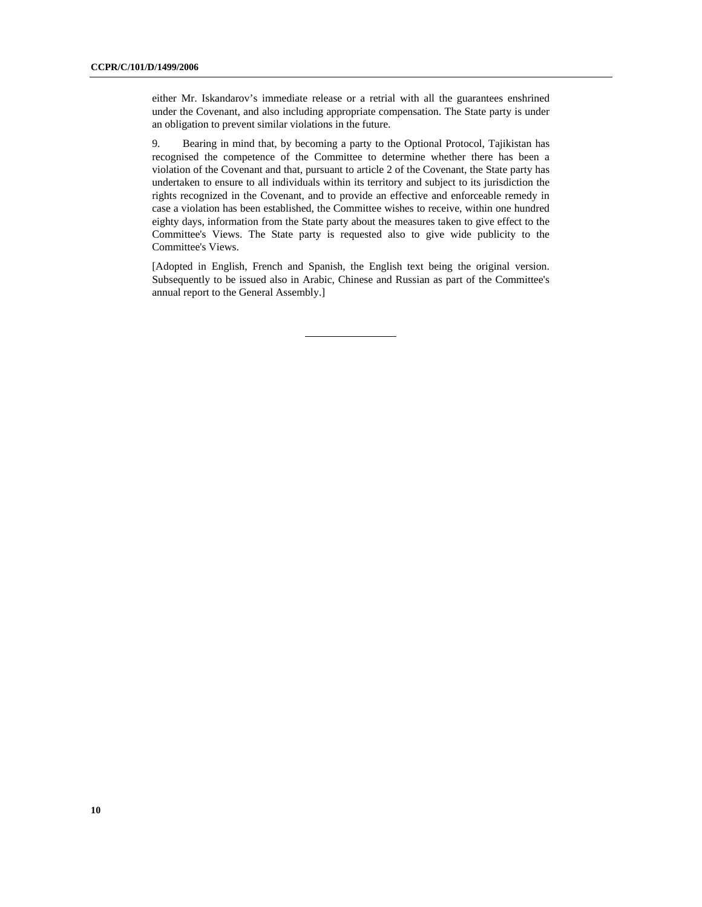either Mr. Iskandarov's immediate release or a retrial with all the guarantees enshrined under the Covenant, and also including appropriate compensation. The State party is under an obligation to prevent similar violations in the future.

9. Bearing in mind that, by becoming a party to the Optional Protocol, Tajikistan has recognised the competence of the Committee to determine whether there has been a violation of the Covenant and that, pursuant to article 2 of the Covenant, the State party has undertaken to ensure to all individuals within its territory and subject to its jurisdiction the rights recognized in the Covenant, and to provide an effective and enforceable remedy in case a violation has been established, the Committee wishes to receive, within one hundred eighty days, information from the State party about the measures taken to give effect to the Committee's Views. The State party is requested also to give wide publicity to the Committee's Views.

[Adopted in English, French and Spanish, the English text being the original version. Subsequently to be issued also in Arabic, Chinese and Russian as part of the Committee's annual report to the General Assembly.]